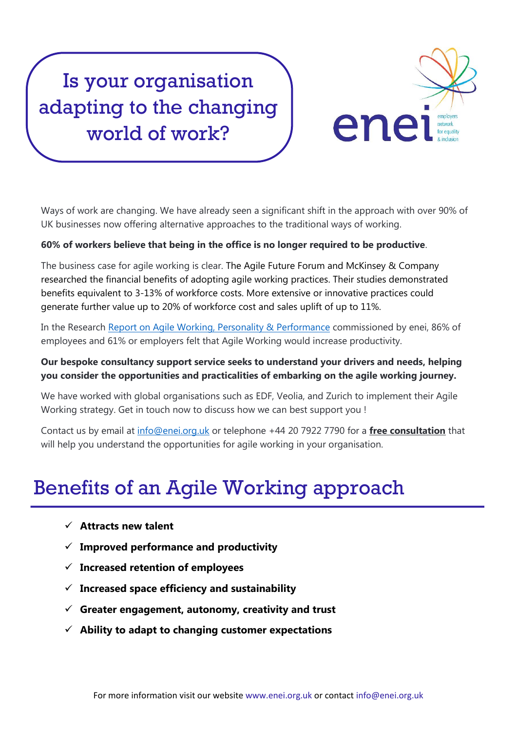# Is your organisation adapting to the changing world of work?

enei employers network for equality & inclusion

Ways of work are changing. We have already seen a significant shift in the approach with over 90% of UK businesses now offering alternative approaches to the traditional ways of working.

**60% of workers believe that being in the office is no longer required to be productive**.

The business case for agile working is clear. The Agile Future Forum and McKinsey & Company researched the financial benefits of adopting agile working practices. Their studies demonstrated benefits equivalent to 3-13% of workforce costs. More extensive or innovative practices could generate further value up to 20% of workforce cost and sales uplift of up to 11%.

In the Research Report on Agile Working, Personality & Performance commissioned by enei, 86% of employees and 61% or employers felt that Agile Working would increase productivity.

**Our bespoke consultancy support service seeks to understand your drivers and needs, helping you consider the opportunities and practicalities of embarking on the agile working journey.**

We have worked with global organisations such as EDF, Veolia, and Zurich to implement their Agile Working strategy. Get in touch now to discuss how we can best support you !

Contact us by email at info@enei.org.uk or telephone +44 20 7922 7790 for a **free consultation** that will help you understand the opportunities for agile working in your organisation.

## Benefits of an Agile Working approach

- ✓ **Attracts new talent**
- ✓ **Improved performance and productivity**
- ✓ **Increased retention of employees**
- ✓ **Increased space efficiency and sustainability**
- ✓ **Greater engagement, autonomy, creativity and trust**
- ✓ **Ability to adapt to changing customer expectations**

For more information visit our website www.enei.org.uk or contact info@enei.org.uk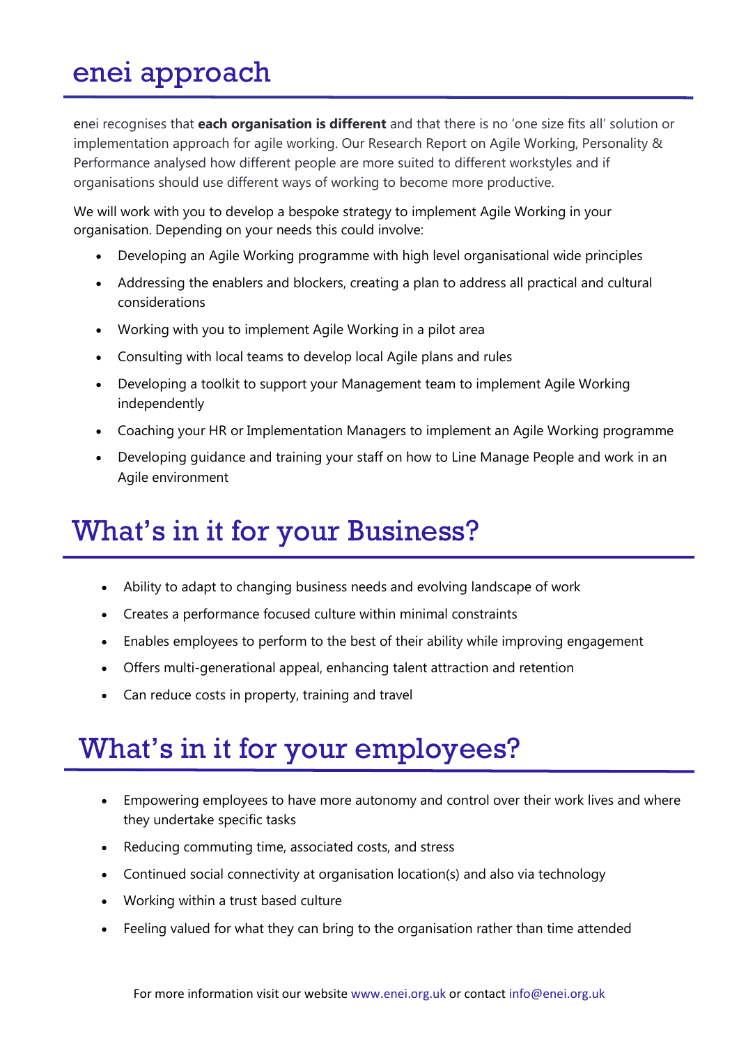# enei approach

enei recognises that **each organisation is different** and that there is no 'one size fits all' solution or implementation approach for agile working. Our Research Report on Agile Working, Personality & Performance analysed how different people are more suited to different workstyles and if organisations should use different ways of working to become more productive.

We will work with you to develop a bespoke strategy to implement Agile Working in your organisation. Depending on your needs this could involve:

- Developing an Agile Working programme with high level organisational wide principles
- Addressing the enablers and blockers, creating a plan to address all practical and cultural considerations
- Working with you to implement Agile Working in a pilot area
- Consulting with local teams to develop local Agile plans and rules
- Developing a toolkit to support your Management team to implement Agile Working independently
- Coaching your HR or Implementation Managers to implement an Agile Working programme
- Developing guidance and training your staff on how to Line Manage People and work in an Agile environment

# What's in it for your Business?

- Ability to adapt to changing business needs and evolving landscape of work
- Creates a performance focused culture within minimal constraints
- Enables employees to perform to the best of their ability while improving engagement
- Offers multi-generational appeal, enhancing talent attraction and retention
- Can reduce costs in property, training and travel

# What's in it for your employees?

- Empowering employees to have more autonomy and control over their work lives and where they undertake specific tasks
- Reducing commuting time, associated costs, and stress
- Continued social connectivity at organisation location(s) and also via technology
- Working within a trust based culture
- Feeling valued for what they can bring to the organisation rather than time attended

For more information visit our website www.enei.org.uk or contact info@enei.org.uk